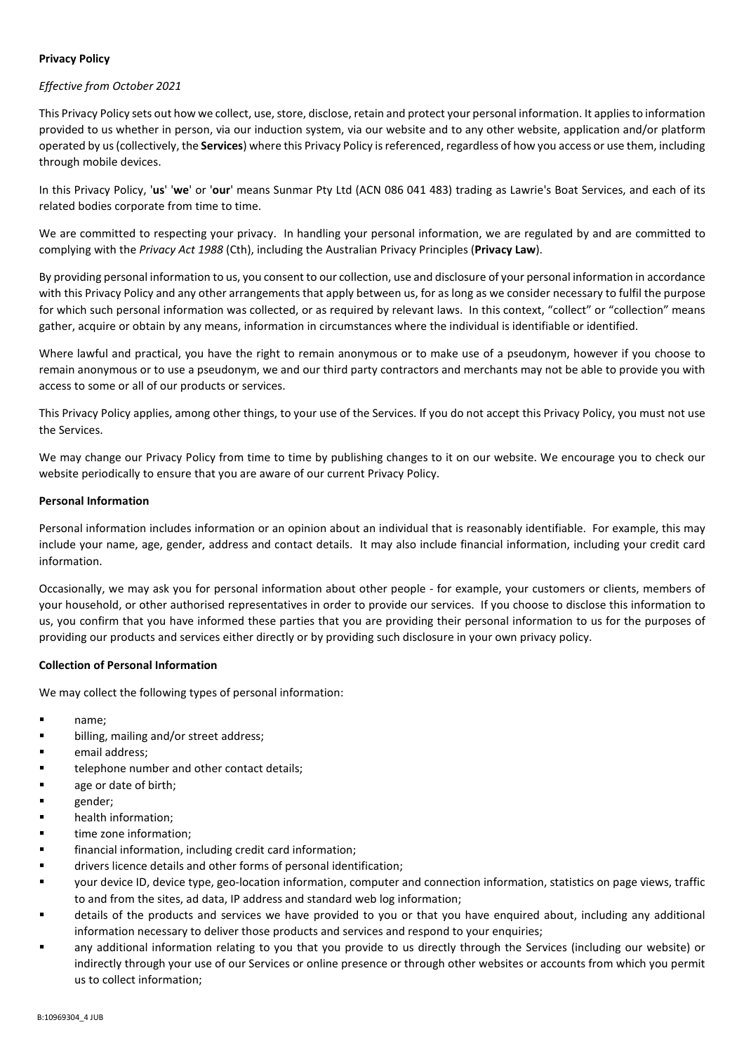**Privacy Policy**

*Effective from October 2021*

This Privacy Policy sets out how we collect, use, store, disclose, retain and protect your personal information. It applies to information provided to us whether in person, via our induction system, via our website and to any other website, application and/or platform operated by us (collectively, the **Services**) where this Privacy Policy is referenced, regardless of how you access or use them, including through mobile devices.

In this Privacy Policy, '**us**' '**we**' or '**our**' means Sunmar Pty Ltd (ACN 086 041 483) trading as Lawrie's Boat Services, and each of its related bodies corporate from time to time.

We are committed to respecting your privacy. In handling your personal information, we are regulated by and are committed to complying with the *Privacy Act 1988* (Cth), including the Australian Privacy Principles (**Privacy Law**).

By providing personal information to us, you consent to our collection, use and disclosure of your personal information in accordance with this Privacy Policy and any other arrangements that apply between us, for as long as we consider necessary to fulfil the purpose for which such personal information was collected, or as required by relevant laws. In this context, "collect" or "collection" means gather, acquire or obtain by any means, information in circumstances where the individual is identifiable or identified.

Where lawful and practical, you have the right to remain anonymous or to make use of a pseudonym, however if you choose to remain anonymous or to use a pseudonym, we and our third party contractors and merchants may not be able to provide you with access to some or all of our products or services.

This Privacy Policy applies, among other things, to your use of the Services. If you do not accept this Privacy Policy, you must not use the Services.

We may change our Privacy Policy from time to time by publishing changes to it on our website. We encourage you to check our website periodically to ensure that you are aware of our current Privacy Policy.

**Personal Information**

Personal information includes information or an opinion about an individual that is reasonably identifiable. For example, this may include your name, age, gender, address and contact details. It may also include financial information, including your credit card information.

Occasionally, we may ask you for personal information about other people - for example, your customers or clients, members of your household, or other authorised representatives in order to provide our services. If you choose to disclose this information to us, you confirm that you have informed these parties that you are providing their personal information to us for the purposes of providing our products and services either directly or by providing such disclosure in your own privacy policy.

**Collection of Personal Information**

We may collect the following types of personal information:

- name;
- billing, mailing and/or street address;
- email address;
- telephone number and other contact details;
- age or date of birth;
- gender;
- health information;
- time zone information;
- financial information, including credit card information;
- drivers licence details and other forms of personal identification;
- your device ID, device type, geo-location information, computer and connection information, statistics on page views, traffic to and from the sites, ad data, IP address and standard web log information;
- details of the products and services we have provided to you or that you have enquired about, including any additional information necessary to deliver those products and services and respond to your enquiries;
- any additional information relating to you that you provide to us directly through the Services (including our website) or indirectly through your use of our Services or online presence or through other websites or accounts from which you permit us to collect information;

B:10969304_4 JUB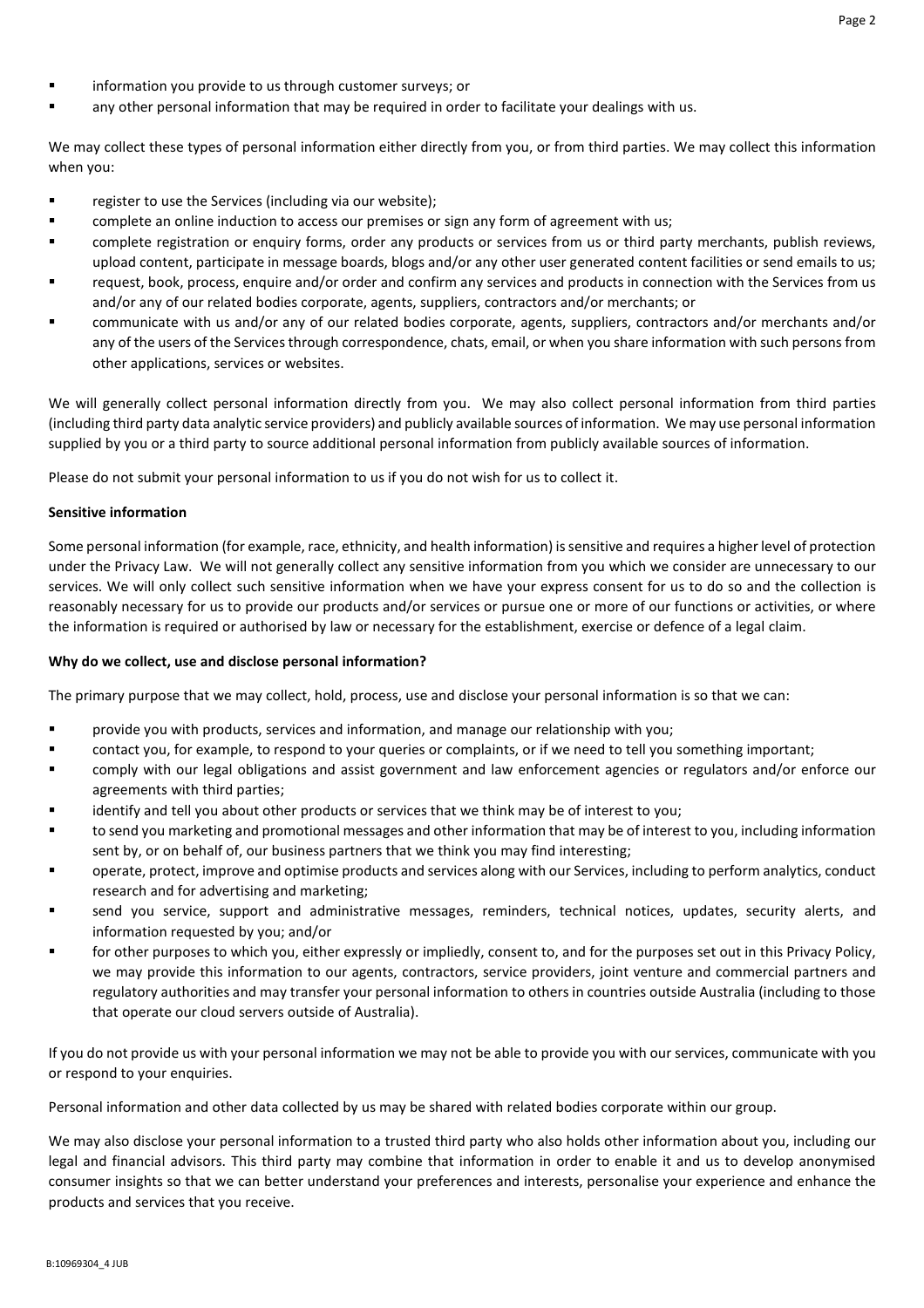- information you provide to us through customer surveys; or
- any other personal information that may be required in order to facilitate your dealings with us.

We may collect these types of personal information either directly from you, or from third parties. We may collect this information when you:

- register to use the Services (including via our website);
- complete an online induction to access our premises or sign any form of agreement with us;
- complete registration or enquiry forms, order any products or services from us or third party merchants, publish reviews, upload content, participate in message boards, blogs and/or any other user generated content facilities or send emails to us;
- request, book, process, enquire and/or order and confirm any services and products in connection with the Services from us and/or any of our related bodies corporate, agents, suppliers, contractors and/or merchants; or
- communicate with us and/or any of our related bodies corporate, agents, suppliers, contractors and/or merchants and/or any of the users of the Services through correspondence, chats, email, or when you share information with such persons from other applications, services or websites.

We will generally collect personal information directly from you. We may also collect personal information from third parties (including third party data analytic service providers) and publicly available sources of information. We may use personal information supplied by you or a third party to source additional personal information from publicly available sources of information.

Please do not submit your personal information to us if you do not wish for us to collect it.

**Sensitive information**

Some personal information (for example, race, ethnicity, and health information) is sensitive and requires a higher level of protection under the Privacy Law. We will not generally collect any sensitive information from you which we consider are unnecessary to our services. We will only collect such sensitive information when we have your express consent for us to do so and the collection is reasonably necessary for us to provide our products and/or services or pursue one or more of our functions or activities, or where the information is required or authorised by law or necessary for the establishment, exercise or defence of a legal claim.

**Why do we collect, use and disclose personal information?**

The primary purpose that we may collect, hold, process, use and disclose your personal information is so that we can:

- provide you with products, services and information, and manage our relationship with you;
- contact you, for example, to respond to your queries or complaints, or if we need to tell you something important;
- comply with our legal obligations and assist government and law enforcement agencies or regulators and/or enforce our agreements with third parties;
- identify and tell you about other products or services that we think may be of interest to you;
- to send you marketing and promotional messages and other information that may be of interest to you, including information sent by, or on behalf of, our business partners that we think you may find interesting;
- operate, protect, improve and optimise products and services along with our Services, including to perform analytics, conduct research and for advertising and marketing;
- send you service, support and administrative messages, reminders, technical notices, updates, security alerts, and information requested by you; and/or
- for other purposes to which you, either expressly or impliedly, consent to, and for the purposes set out in this Privacy Policy, we may provide this information to our agents, contractors, service providers, joint venture and commercial partners and regulatory authorities and may transfer your personal information to others in countries outside Australia (including to those that operate our cloud servers outside of Australia).

If you do not provide us with your personal information we may not be able to provide you with our services, communicate with you or respond to your enquiries.

Personal information and other data collected by us may be shared with related bodies corporate within our group.

We may also disclose your personal information to a trusted third party who also holds other information about you, including our legal and financial advisors. This third party may combine that information in order to enable it and us to develop anonymised consumer insights so that we can better understand your preferences and interests, personalise your experience and enhance the products and services that you receive.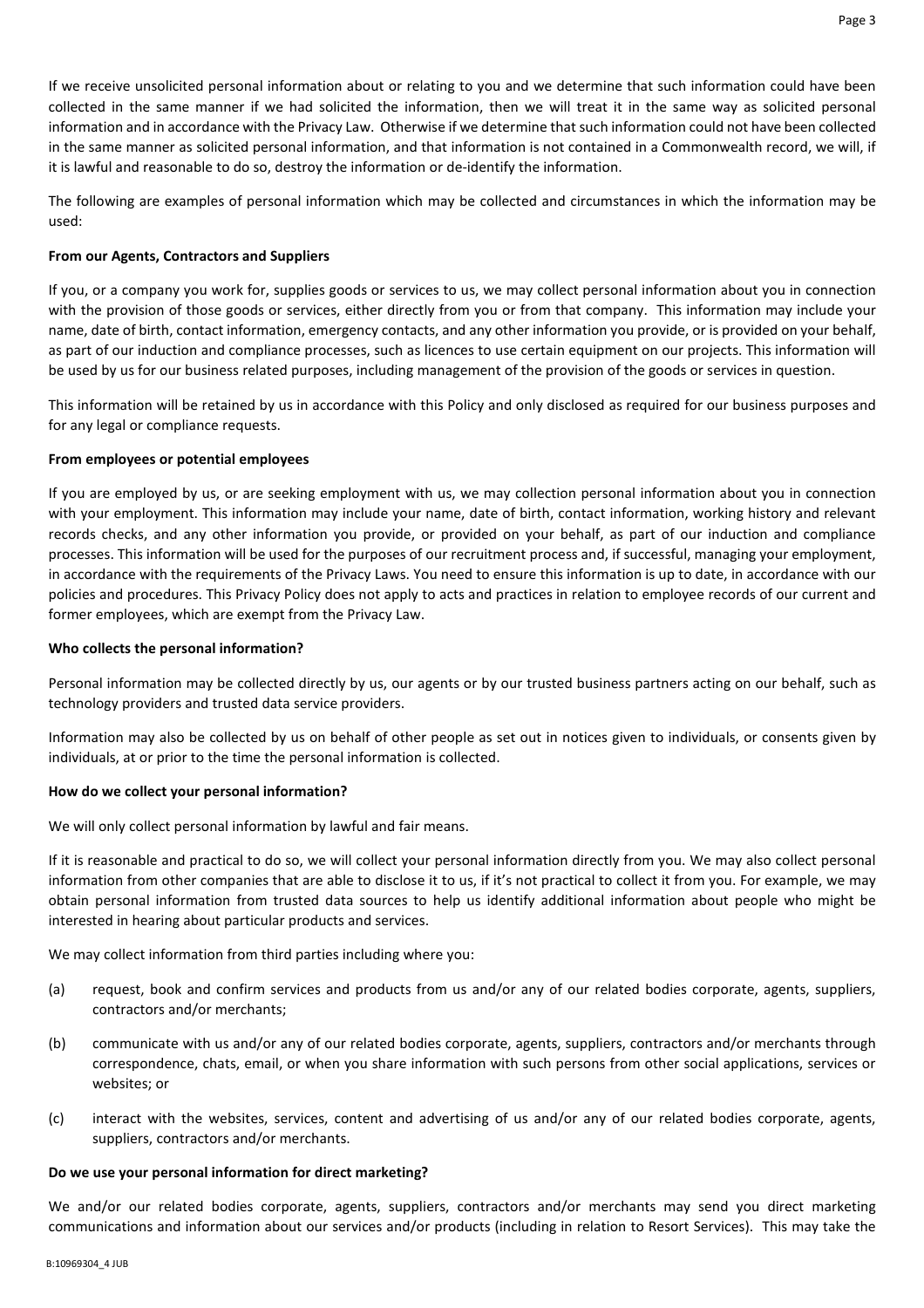If we receive unsolicited personal information about or relating to you and we determine that such information could have been collected in the same manner if we had solicited the information, then we will treat it in the same way as solicited personal information and in accordance with the Privacy Law. Otherwise if we determine that such information could not have been collected in the same manner as solicited personal information, and that information is not contained in a Commonwealth record, we will, if it is lawful and reasonable to do so, destroy the information or de-identify the information.

The following are examples of personal information which may be collected and circumstances in which the information may be used:

**From our Agents, Contractors and Suppliers**

If you, or a company you work for, supplies goods or services to us, we may collect personal information about you in connection with the provision of those goods or services, either directly from you or from that company. This information may include your name, date of birth, contact information, emergency contacts, and any other information you provide, or is provided on your behalf, as part of our induction and compliance processes, such as licences to use certain equipment on our projects. This information will be used by us for our business related purposes, including management of the provision of the goods or services in question.

This information will be retained by us in accordance with this Policy and only disclosed as required for our business purposes and for any legal or compliance requests.

**From employees or potential employees**

If you are employed by us, or are seeking employment with us, we may collection personal information about you in connection with your employment. This information may include your name, date of birth, contact information, working history and relevant records checks, and any other information you provide, or provided on your behalf, as part of our induction and compliance processes. This information will be used for the purposes of our recruitment process and, if successful, managing your employment, in accordance with the requirements of the Privacy Laws. You need to ensure this information is up to date, in accordance with our policies and procedures. This Privacy Policy does not apply to acts and practices in relation to employee records of our current and former employees, which are exempt from the Privacy Law.

**Who collects the personal information?**

Personal information may be collected directly by us, our agents or by our trusted business partners acting on our behalf, such as technology providers and trusted data service providers.

Information may also be collected by us on behalf of other people as set out in notices given to individuals, or consents given by individuals, at or prior to the time the personal information is collected.

**How do we collect your personal information?**

We will only collect personal information by lawful and fair means.

If it is reasonable and practical to do so, we will collect your personal information directly from you. We may also collect personal information from other companies that are able to disclose it to us, if it's not practical to collect it from you. For example, we may obtain personal information from trusted data sources to help us identify additional information about people who might be interested in hearing about particular products and services.

We may collect information from third parties including where you:

(a) request, book and confirm services and products from us and/or any of our related bodies corporate, agents, suppliers, contractors and/or merchants;

(b) communicate with us and/or any of our related bodies corporate, agents, suppliers, contractors and/or merchants through correspondence, chats, email, or when you share information with such persons from other social applications, services or websites; or

(c) interact with the websites, services, content and advertising of us and/or any of our related bodies corporate, agents, suppliers, contractors and/or merchants.

**Do we use your personal information for direct marketing?**

We and/or our related bodies corporate, agents, suppliers, contractors and/or merchants may send you direct marketing communications and information about our services and/or products (including in relation to Resort Services). This may take the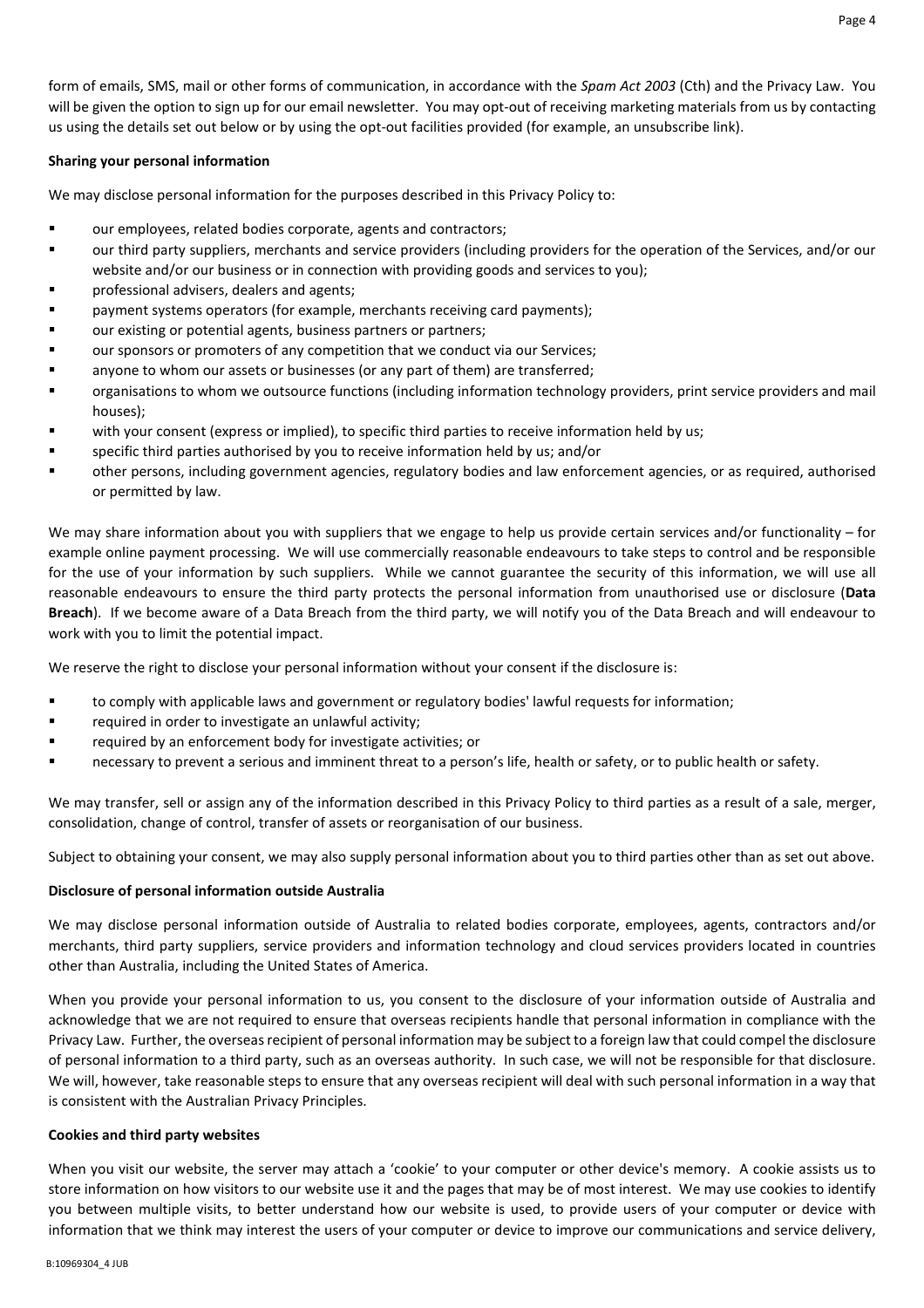form of emails, SMS, mail or other forms of communication, in accordance with the *Spam Act 2003* (Cth) and the Privacy Law. You will be given the option to sign up for our email newsletter. You may opt-out of receiving marketing materials from us by contacting us using the details set out below or by using the opt-out facilities provided (for example, an unsubscribe link).

**Sharing your personal information**

We may disclose personal information for the purposes described in this Privacy Policy to:

- our employees, related bodies corporate, agents and contractors;
- our third party suppliers, merchants and service providers (including providers for the operation of the Services, and/or our website and/or our business or in connection with providing goods and services to you);
- professional advisers, dealers and agents;
- payment systems operators (for example, merchants receiving card payments);
- our existing or potential agents, business partners or partners;
- our sponsors or promoters of any competition that we conduct via our Services;
- anyone to whom our assets or businesses (or any part of them) are transferred;
- organisations to whom we outsource functions (including information technology providers, print service providers and mail houses);
- with your consent (express or implied), to specific third parties to receive information held by us;
- specific third parties authorised by you to receive information held by us; and/or
- other persons, including government agencies, regulatory bodies and law enforcement agencies, or as required, authorised or permitted by law.

We may share information about you with suppliers that we engage to help us provide certain services and/or functionality – for example online payment processing. We will use commercially reasonable endeavours to take steps to control and be responsible for the use of your information by such suppliers. While we cannot guarantee the security of this information, we will use all reasonable endeavours to ensure the third party protects the personal information from unauthorised use or disclosure (**Data Breach**). If we become aware of a Data Breach from the third party, we will notify you of the Data Breach and will endeavour to work with you to limit the potential impact.

We reserve the right to disclose your personal information without your consent if the disclosure is:

- to comply with applicable laws and government or regulatory bodies' lawful requests for information;
- required in order to investigate an unlawful activity;
- required by an enforcement body for investigate activities; or
- necessary to prevent a serious and imminent threat to a person's life, health or safety, or to public health or safety.

We may transfer, sell or assign any of the information described in this Privacy Policy to third parties as a result of a sale, merger, consolidation, change of control, transfer of assets or reorganisation of our business.

Subject to obtaining your consent, we may also supply personal information about you to third parties other than as set out above.

**Disclosure of personal information outside Australia**

We may disclose personal information outside of Australia to related bodies corporate, employees, agents, contractors and/or merchants, third party suppliers, service providers and information technology and cloud services providers located in countries other than Australia, including the United States of America.

When you provide your personal information to us, you consent to the disclosure of your information outside of Australia and acknowledge that we are not required to ensure that overseas recipients handle that personal information in compliance with the Privacy Law. Further, the overseas recipient of personal information may be subject to a foreign law that could compel the disclosure of personal information to a third party, such as an overseas authority. In such case, we will not be responsible for that disclosure. We will, however, take reasonable steps to ensure that any overseas recipient will deal with such personal information in a way that is consistent with the Australian Privacy Principles.

**Cookies and third party websites**

When you visit our website, the server may attach a 'cookie' to your computer or other device's memory. A cookie assists us to store information on how visitors to our website use it and the pages that may be of most interest. We may use cookies to identify you between multiple visits, to better understand how our website is used, to provide users of your computer or device with information that we think may interest the users of your computer or device to improve our communications and service delivery,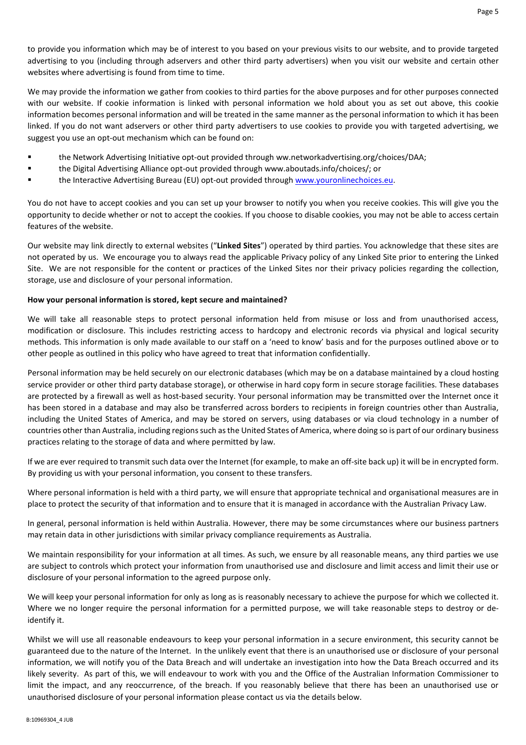to provide you information which may be of interest to you based on your previous visits to our website, and to provide targeted advertising to you (including through adservers and other third party advertisers) when you visit our website and certain other websites where advertising is found from time to time.

We may provide the information we gather from cookies to third parties for the above purposes and for other purposes connected with our website. If cookie information is linked with personal information we hold about you as set out above, this cookie information becomes personal information and will be treated in the same manner as the personal information to which it has been linked. If you do not want adservers or other third party advertisers to use cookies to provide you with targeted advertising, we suggest you use an opt-out mechanism which can be found on:

- the Network Advertising Initiative opt-out provided through ww.networkadvertising.org/choices/DAA;
- the Digital Advertising Alliance opt-out provided through www.aboutads.info/choices/; or
- the Interactive Advertising Bureau (EU) opt-out provided through www.youronlinechoices.eu.

You do not have to accept cookies and you can set up your browser to notify you when you receive cookies. This will give you the opportunity to decide whether or not to accept the cookies. If you choose to disable cookies, you may not be able to access certain features of the website.

Our website may link directly to external websites ("**Linked Sites**") operated by third parties. You acknowledge that these sites are not operated by us. We encourage you to always read the applicable Privacy policy of any Linked Site prior to entering the Linked Site. We are not responsible for the content or practices of the Linked Sites nor their privacy policies regarding the collection, storage, use and disclosure of your personal information.

**How your personal information is stored, kept secure and maintained?**

We will take all reasonable steps to protect personal information held from misuse or loss and from unauthorised access, modification or disclosure. This includes restricting access to hardcopy and electronic records via physical and logical security methods. This information is only made available to our staff on a 'need to know' basis and for the purposes outlined above or to other people as outlined in this policy who have agreed to treat that information confidentially.

Personal information may be held securely on our electronic databases (which may be on a database maintained by a cloud hosting service provider or other third party database storage), or otherwise in hard copy form in secure storage facilities. These databases are protected by a firewall as well as host-based security. Your personal information may be transmitted over the Internet once it has been stored in a database and may also be transferred across borders to recipients in foreign countries other than Australia, including the United States of America, and may be stored on servers, using databases or via cloud technology in a number of countries other than Australia, including regions such as the United States of America, where doing so is part of our ordinary business practices relating to the storage of data and where permitted by law.

If we are ever required to transmit such data over the Internet (for example, to make an off-site back up) it will be in encrypted form. By providing us with your personal information, you consent to these transfers.

Where personal information is held with a third party, we will ensure that appropriate technical and organisational measures are in place to protect the security of that information and to ensure that it is managed in accordance with the Australian Privacy Law.

In general, personal information is held within Australia. However, there may be some circumstances where our business partners may retain data in other jurisdictions with similar privacy compliance requirements as Australia.

We maintain responsibility for your information at all times. As such, we ensure by all reasonable means, any third parties we use are subject to controls which protect your information from unauthorised use and disclosure and limit access and limit their use or disclosure of your personal information to the agreed purpose only.

We will keep your personal information for only as long as is reasonably necessary to achieve the purpose for which we collected it. Where we no longer require the personal information for a permitted purpose, we will take reasonable steps to destroy or de-identify it.

Whilst we will use all reasonable endeavours to keep your personal information in a secure environment, this security cannot be guaranteed due to the nature of the Internet. In the unlikely event that there is an unauthorised use or disclosure of your personal information, we will notify you of the Data Breach and will undertake an investigation into how the Data Breach occurred and its likely severity. As part of this, we will endeavour to work with you and the Office of the Australian Information Commissioner to limit the impact, and any reoccurrence, of the breach. If you reasonably believe that there has been an unauthorised use or unauthorised disclosure of your personal information please contact us via the details below.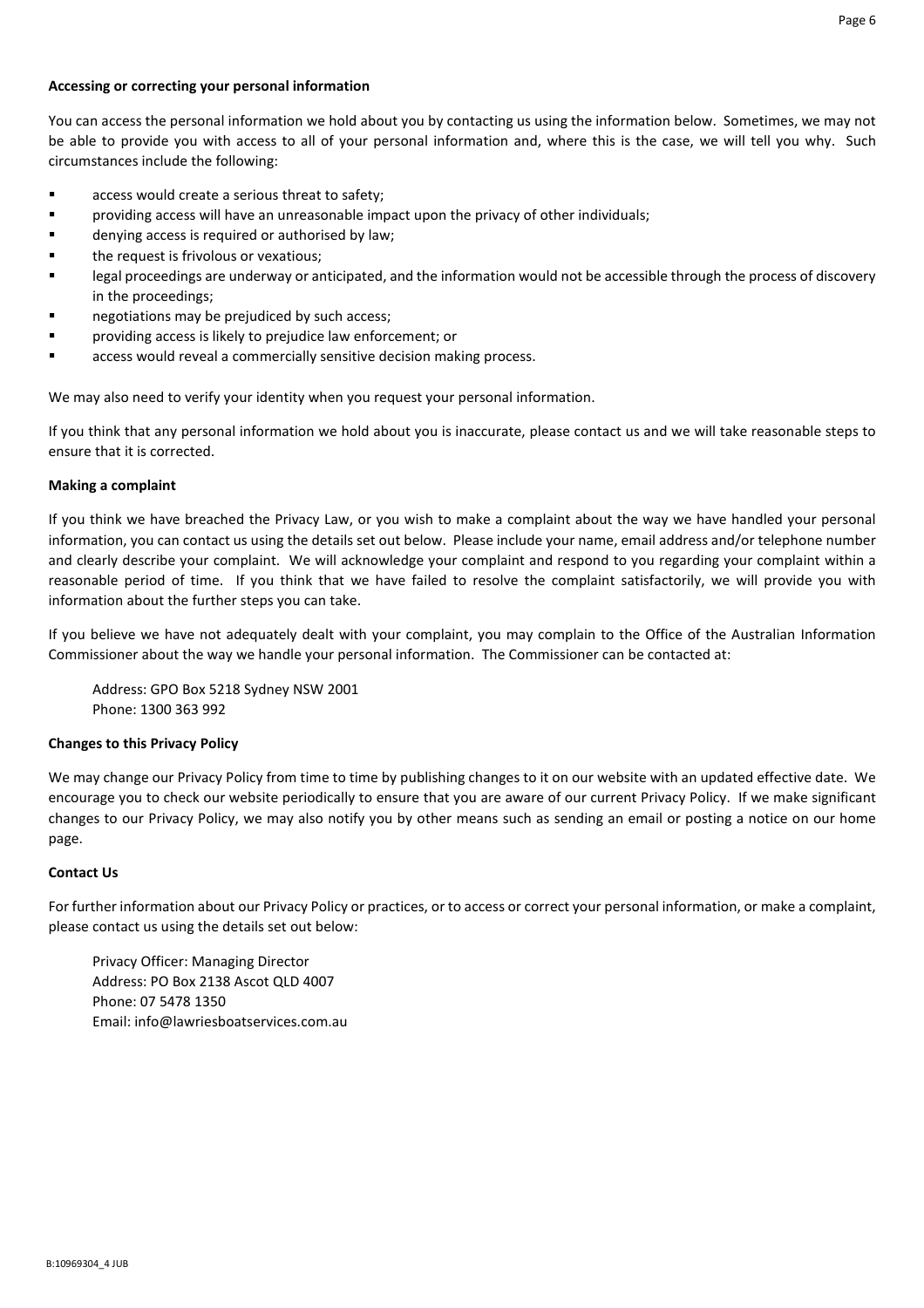**Accessing or correcting your personal information**

You can access the personal information we hold about you by contacting us using the information below. Sometimes, we may not be able to provide you with access to all of your personal information and, where this is the case, we will tell you why. Such circumstances include the following:

- access would create a serious threat to safety;
- providing access will have an unreasonable impact upon the privacy of other individuals;
- denying access is required or authorised by law;
- the request is frivolous or vexatious;
- legal proceedings are underway or anticipated, and the information would not be accessible through the process of discovery in the proceedings;
- negotiations may be prejudiced by such access;
- providing access is likely to prejudice law enforcement; or
- access would reveal a commercially sensitive decision making process.

We may also need to verify your identity when you request your personal information.

If you think that any personal information we hold about you is inaccurate, please contact us and we will take reasonable steps to ensure that it is corrected.

**Making a complaint**

If you think we have breached the Privacy Law, or you wish to make a complaint about the way we have handled your personal information, you can contact us using the details set out below. Please include your name, email address and/or telephone number and clearly describe your complaint. We will acknowledge your complaint and respond to you regarding your complaint within a reasonable period of time. If you think that we have failed to resolve the complaint satisfactorily, we will provide you with information about the further steps you can take.

If you believe we have not adequately dealt with your complaint, you may complain to the Office of the Australian Information Commissioner about the way we handle your personal information. The Commissioner can be contacted at:

Address: GPO Box 5218 Sydney NSW 2001
Phone: 1300 363 992

**Changes to this Privacy Policy**

We may change our Privacy Policy from time to time by publishing changes to it on our website with an updated effective date. We encourage you to check our website periodically to ensure that you are aware of our current Privacy Policy. If we make significant changes to our Privacy Policy, we may also notify you by other means such as sending an email or posting a notice on our home page.

**Contact Us**

For further information about our Privacy Policy or practices, or to access or correct your personal information, or make a complaint, please contact us using the details set out below:

Privacy Officer: Managing Director
Address: PO Box 2138 Ascot QLD 4007
Phone: 07 5478 1350
Email: info@lawriesboatservices.com.au

B:10969304_4 JUB